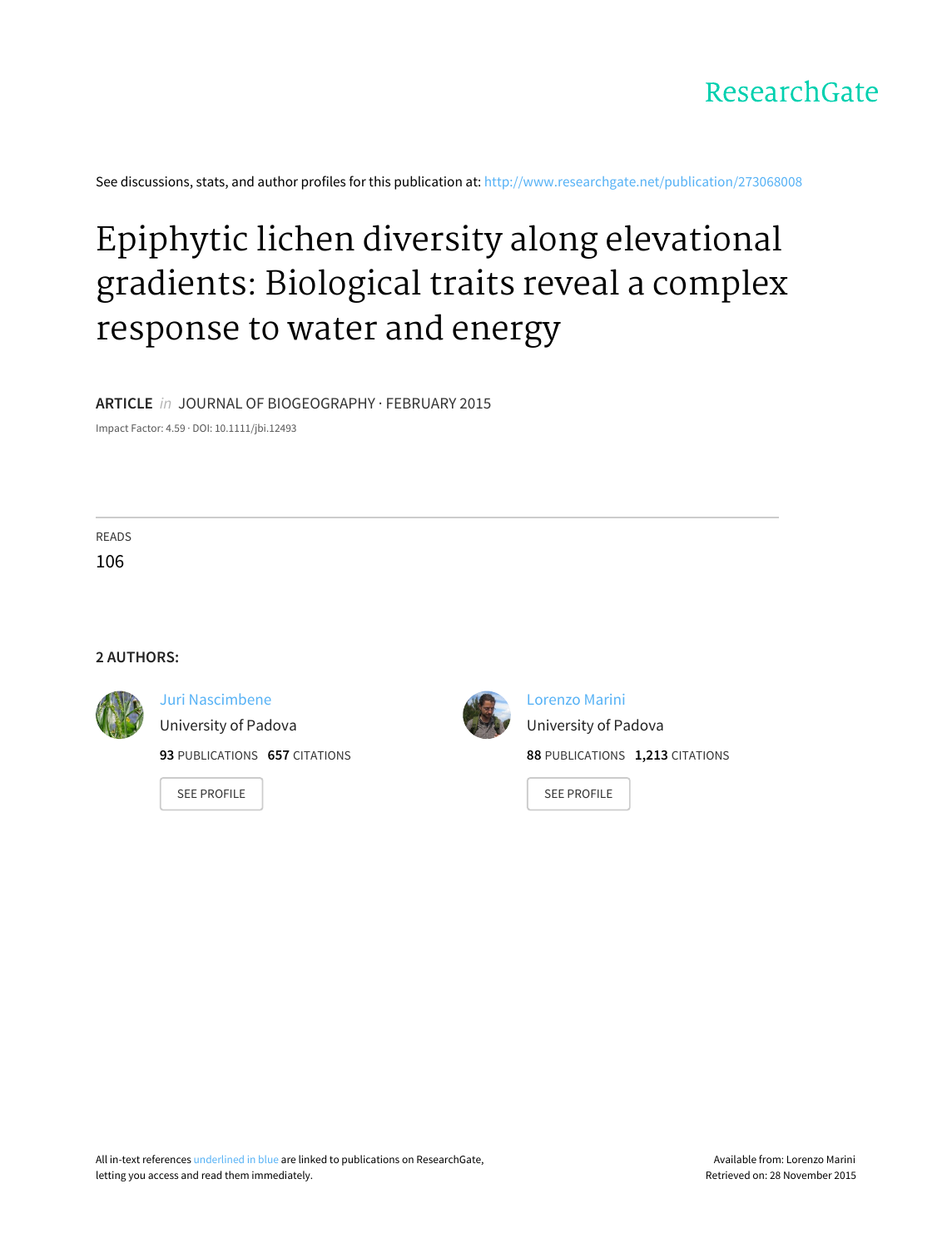ResearchGate

See discussions, stats, and author profiles for this publication at: http://www.researchgate.net/publication/273068008

# Epiphytic lichen diversity along elevational gradients: Biological traits reveal a complex response to water and energy

**ARTICLE** *in* JOURNAL OF BIOGEOGRAPHY · FEBRUARY 2015

Impact Factor: 4.59 · DOI: 10.1111/jbi.12493

READS

106

**2 AUTHORS:**

Juri Nascimbene
University of Padova
**93** PUBLICATIONS **657** CITATIONS

SEE PROFILE

Lorenzo Marini
University of Padova
**88** PUBLICATIONS **1,213** CITATIONS

SEE PROFILE

All in-text references underlined in blue are linked to publications on ResearchGate, letting you access and read them immediately.

Available from: Lorenzo Marini
Retrieved on: 28 November 2015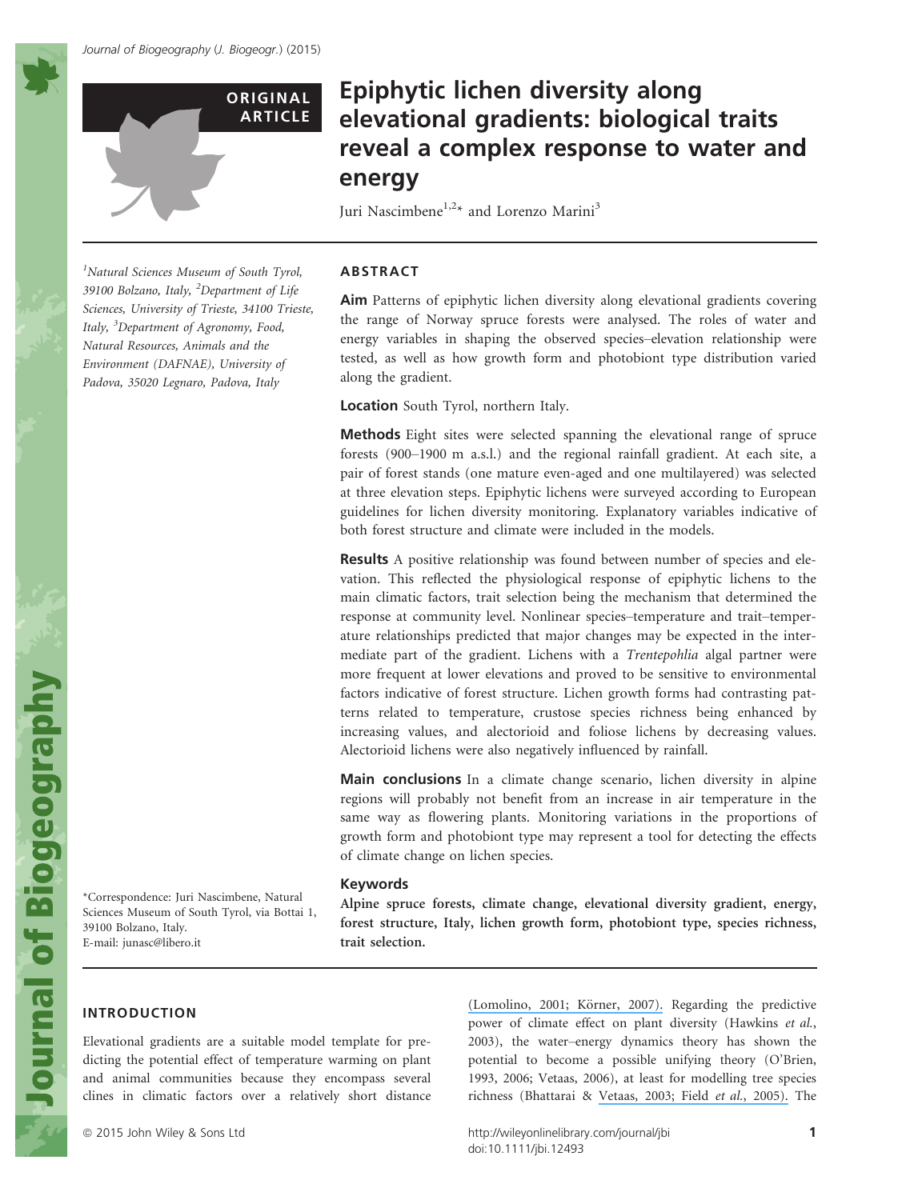# Epiphytic lichen diversity along elevational gradients: biological traits reveal a complex response to water and energy

Juri Nascimbene[1,2]* and Lorenzo Marini[3]

[1]Natural Sciences Museum of South Tyrol, 39100 Bolzano, Italy, [2]Department of Life Sciences, University of Trieste, 34100 Trieste, Italy, [3]Department of Agronomy, Food, Natural Resources, Animals and the Environment (DAFNAE), University of Padova, 35020 Legnaro, Padova, Italy

*Correspondence: Juri Nascimbene, Natural Sciences Museum of South Tyrol, via Bottai 1, 39100 Bolzano, Italy.
E-mail: junasc@libero.it

## ABSTRACT

**Aim** Patterns of epiphytic lichen diversity along elevational gradients covering the range of Norway spruce forests were analysed. The roles of water and energy variables in shaping the observed species–elevation relationship were tested, as well as how growth form and photobiont type distribution varied along the gradient.

**Location** South Tyrol, northern Italy.

**Methods** Eight sites were selected spanning the elevational range of spruce forests (900–1900 m a.s.l.) and the regional rainfall gradient. At each site, a pair of forest stands (one mature even-aged and one multilayered) was selected at three elevation steps. Epiphytic lichens were surveyed according to European guidelines for lichen diversity monitoring. Explanatory variables indicative of both forest structure and climate were included in the models.

**Results** A positive relationship was found between number of species and elevation. This reflected the physiological response of epiphytic lichens to the main climatic factors, trait selection being the mechanism that determined the response at community level. Nonlinear species–temperature and trait–temperature relationships predicted that major changes may be expected in the intermediate part of the gradient. Lichens with a *Trentepohlia* algal partner were more frequent at lower elevations and proved to be sensitive to environmental factors indicative of forest structure. Lichen growth forms had contrasting patterns related to temperature, crustose species richness being enhanced by increasing values, and alectorioid and foliose lichens by decreasing values. Alectorioid lichens were also negatively influenced by rainfall.

**Main conclusions** In a climate change scenario, lichen diversity in alpine regions will probably not benefit from an increase in air temperature in the same way as flowering plants. Monitoring variations in the proportions of growth form and photobiont type may represent a tool for detecting the effects of climate change on lichen species.

**Keywords**

**Alpine spruce forests, climate change, elevational diversity gradient, energy, forest structure, Italy, lichen growth form, photobiont type, species richness, trait selection.**

## INTRODUCTION

Elevational gradients are a suitable model template for predicting the potential effect of temperature warming on plant and animal communities because they encompass several clines in climatic factors over a relatively short distance (Lomolino, 2001; Körner, 2007). Regarding the predictive power of climate effect on plant diversity (Hawkins *et al.*, 2003), the water–energy dynamics theory has shown the potential to become a possible unifying theory (O'Brien, 1993, 2006; Vetaas, 2006), at least for modelling tree species richness (Bhattarai & Vetaas, 2003; Field *et al.*, 2005). The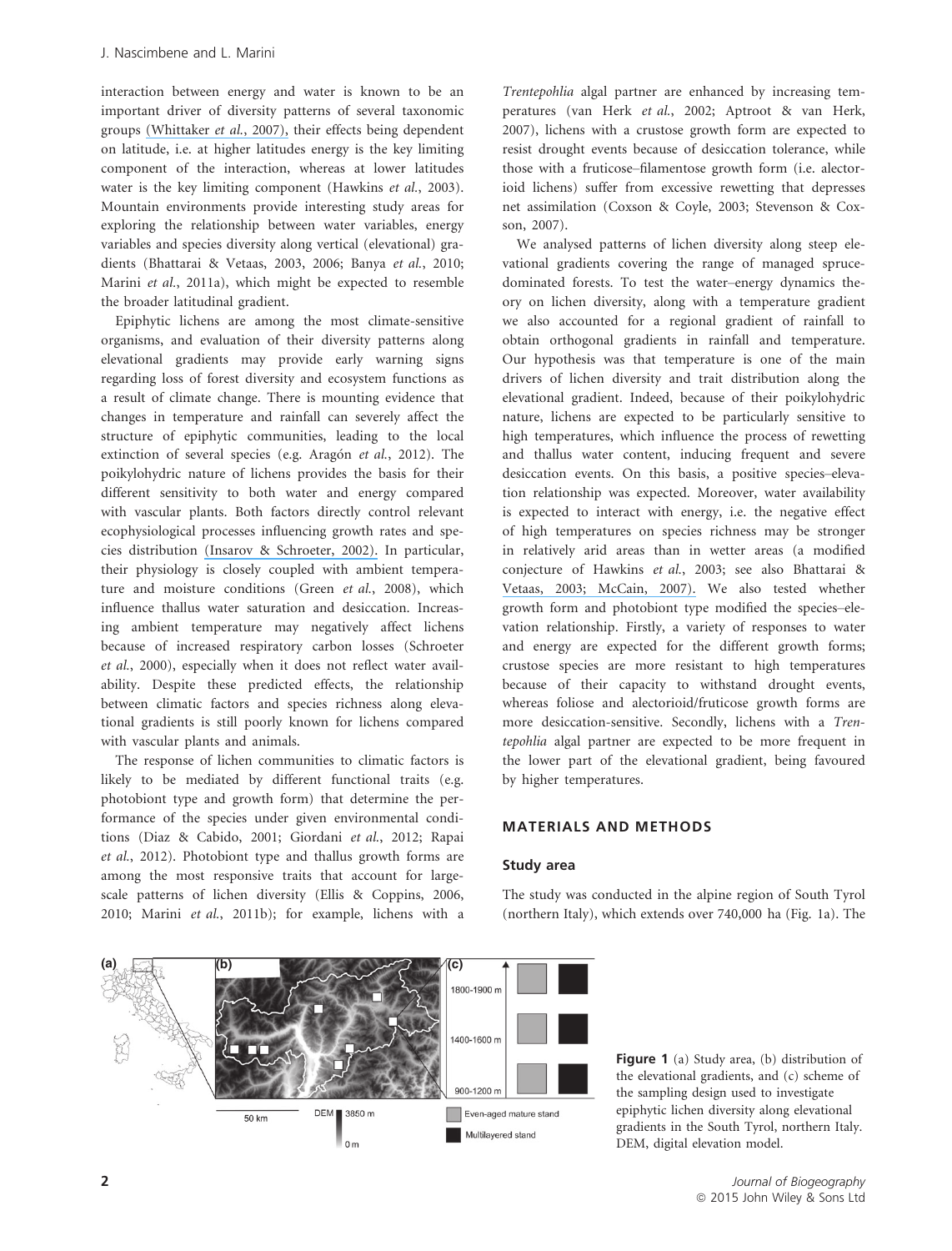interaction between energy and water is known to be an important driver of diversity patterns of several taxonomic groups (Whittaker *et al.*, 2007), their effects being dependent on latitude, i.e. at higher latitudes energy is the key limiting component of the interaction, whereas at lower latitudes water is the key limiting component (Hawkins *et al.*, 2003). Mountain environments provide interesting study areas for exploring the relationship between water variables, energy variables and species diversity along vertical (elevational) gradients (Bhattarai & Vetaas, 2003, 2006; Banya *et al.*, 2010; Marini *et al.*, 2011a), which might be expected to resemble the broader latitudinal gradient.

Epiphytic lichens are among the most climate-sensitive organisms, and evaluation of their diversity patterns along elevational gradients may provide early warning signs regarding loss of forest diversity and ecosystem functions as a result of climate change. There is mounting evidence that changes in temperature and rainfall can severely affect the structure of epiphytic communities, leading to the local extinction of several species (e.g. Aragón *et al.*, 2012). The poikylohydric nature of lichens provides the basis for their different sensitivity to both water and energy compared with vascular plants. Both factors directly control relevant ecophysiological processes influencing growth rates and species distribution (Insarov & Schroeter, 2002). In particular, their physiology is closely coupled with ambient temperature and moisture conditions (Green *et al.*, 2008), which influence thallus water saturation and desiccation. Increasing ambient temperature may negatively affect lichens because of increased respiratory carbon losses (Schroeter *et al.*, 2000), especially when it does not reflect water availability. Despite these predicted effects, the relationship between climatic factors and species richness along elevational gradients is still poorly known for lichens compared with vascular plants and animals.

The response of lichen communities to climatic factors is likely to be mediated by different functional traits (e.g. photobiont type and growth form) that determine the performance of the species under given environmental conditions (Diaz & Cabido, 2001; Giordani *et al.*, 2012; Rapai *et al.*, 2012). Photobiont type and thallus growth forms are among the most responsive traits that account for large-scale patterns of lichen diversity (Ellis & Coppins, 2006, 2010; Marini *et al.*, 2011b); for example, lichens with a *Trentepohlia* algal partner are enhanced by increasing temperatures (van Herk *et al.*, 2002; Aptroot & van Herk, 2007), lichens with a crustose growth form are expected to resist drought events because of desiccation tolerance, while those with a fruticose–filamentose growth form (i.e. alectorioid lichens) suffer from excessive rewetting that depresses net assimilation (Coxson & Coyle, 2003; Stevenson & Coxson, 2007).

We analysed patterns of lichen diversity along steep elevational gradients covering the range of managed spruce-dominated forests. To test the water–energy dynamics theory on lichen diversity, along with a temperature gradient we also accounted for a regional gradient of rainfall to obtain orthogonal gradients in rainfall and temperature. Our hypothesis was that temperature is one of the main drivers of lichen diversity and trait distribution along the elevational gradient. Indeed, because of their poikylohydric nature, lichens are expected to be particularly sensitive to high temperatures, which influence the process of rewetting and thallus water content, inducing frequent and severe desiccation events. On this basis, a positive species–elevation relationship was expected. Moreover, water availability is expected to interact with energy, i.e. the negative effect of high temperatures on species richness may be stronger in relatively arid areas than in wetter areas (a modified conjecture of Hawkins *et al.*, 2003; see also Bhattarai & Vetaas, 2003; McCain, 2007). We also tested whether growth form and photobiont type modified the species–elevation relationship. Firstly, a variety of responses to water and energy are expected for the different growth forms; crustose species are more resistant to high temperatures because of their capacity to withstand drought events, whereas foliose and alectorioid/fruticose growth forms are more desiccation-sensitive. Secondly, lichens with a *Trentepohlia* algal partner are expected to be more frequent in the lower part of the elevational gradient, being favoured by higher temperatures.

## MATERIALS AND METHODS

### Study area

The study was conducted in the alpine region of South Tyrol (northern Italy), which extends over 740,000 ha (Fig. 1a). The

**Figure 1** (a) Study area, (b) distribution of the elevational gradients, and (c) scheme of the sampling design used to investigate epiphytic lichen diversity along elevational gradients in the South Tyrol, northern Italy. DEM, digital elevation model.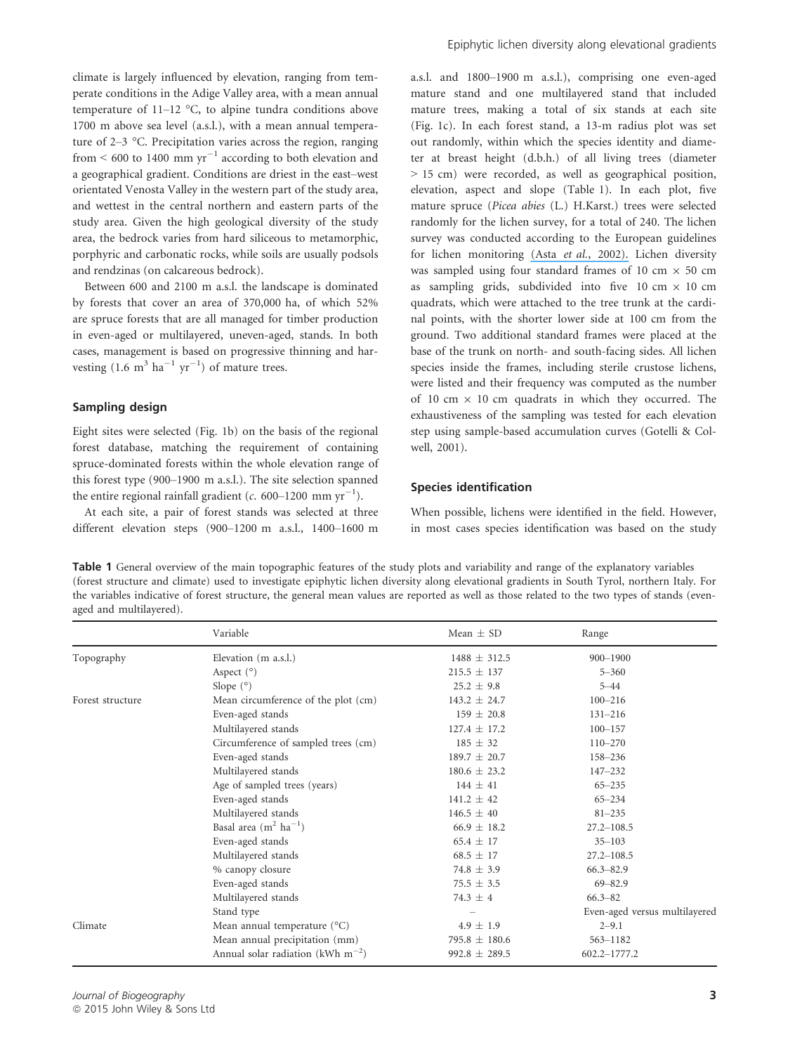climate is largely influenced by elevation, ranging from temperate conditions in the Adige Valley area, with a mean annual temperature of 11–12 °C, to alpine tundra conditions above 1700 m above sea level (a.s.l.), with a mean annual temperature of 2–3 °C. Precipitation varies across the region, ranging from < 600 to 1400 mm $yr^{-1}$ according to both elevation and a geographical gradient. Conditions are driest in the east–west orientated Venosta Valley in the western part of the study area, and wettest in the central northern and eastern parts of the study area. Given the high geological diversity of the study area, the bedrock varies from hard siliceous to metamorphic, porphyric and carbonatic rocks, while soils are usually podsols and rendzinas (on calcareous bedrock).

Between 600 and 2100 m a.s.l. the landscape is dominated by forests that cover an area of 370,000 ha, of which 52% are spruce forests that are all managed for timber production in even-aged or multilayered, uneven-aged, stands. In both cases, management is based on progressive thinning and harvesting (1.6 $m^3$ $ha^{-1}$ $yr^{-1}$) of mature trees.

### Sampling design

Eight sites were selected (Fig. 1b) on the basis of the regional forest database, matching the requirement of containing spruce-dominated forests within the whole elevation range of this forest type (900–1900 m a.s.l.). The site selection spanned the entire regional rainfall gradient (*c.* 600–1200 mm $yr^{-1}$).

At each site, a pair of forest stands was selected at three different elevation steps (900–1200 m a.s.l., 1400–1600 m a.s.l. and 1800–1900 m a.s.l.), comprising one even-aged mature stand and one multilayered stand that included mature trees, making a total of six stands at each site (Fig. 1c). In each forest stand, a 13-m radius plot was set out randomly, within which the species identity and diameter at breast height (d.b.h.) of all living trees (diameter > 15 cm) were recorded, as well as geographical position, elevation, aspect and slope (Table 1). In each plot, five mature spruce (*Picea abies* (L.) H.Karst.) trees were selected randomly for the lichen survey, for a total of 240. The lichen survey was conducted according to the European guidelines for lichen monitoring (Asta *et al.*, 2002). Lichen diversity was sampled using four standard frames of 10 cm × 50 cm as sampling grids, subdivided into five 10 cm × 10 cm quadrats, which were attached to the tree trunk at the cardinal points, with the shorter lower side at 100 cm from the ground. Two additional standard frames were placed at the base of the trunk on north- and south-facing sides. All lichen species inside the frames, including sterile crustose lichens, were listed and their frequency was computed as the number of 10 cm × 10 cm quadrats in which they occurred. The exhaustiveness of the sampling was tested for each elevation step using sample-based accumulation curves (Gotelli & Colwell, 2001).

### Species identification

When possible, lichens were identified in the field. However, in most cases species identification was based on the study

**Table 1** General overview of the main topographic features of the study plots and variability and range of the explanatory variables (forest structure and climate) used to investigate epiphytic lichen diversity along elevational gradients in South Tyrol, northern Italy. For the variables indicative of forest structure, the general mean values are reported as well as those related to the two types of stands (even-aged and multilayered).

| | Variable | Mean ± SD | Range |
|---|---|---|---|
| Topography | Elevation (m a.s.l.) | 1488 ± 312.5 | 900–1900 |
| | Aspect (°) | 215.5 ± 137 | 5–360 |
| | Slope (°) | 25.2 ± 9.8 | 5–44 |
| Forest structure | Mean circumference of the plot (cm) | 143.2 ± 24.7 | 100–216 |
| | Even-aged stands | 159 ± 20.8 | 131–216 |
| | Multilayered stands | 127.4 ± 17.2 | 100–157 |
| | Circumference of sampled trees (cm) | 185 ± 32 | 110–270 |
| | Even-aged stands | 189.7 ± 20.7 | 158–236 |
| | Multilayered stands | 180.6 ± 23.2 | 147–232 |
| | Age of sampled trees (years) | 144 ± 41 | 65–235 |
| | Even-aged stands | 141.2 ± 42 | 65–234 |
| | Multilayered stands | 146.5 ± 40 | 81–235 |
| | Basal area ($m^2$ $ha^{-1}$) | 66.9 ± 18.2 | 27.2–108.5 |
| | Even-aged stands | 65.4 ± 17 | 35–103 |
| | Multilayered stands | 68.5 ± 17 | 27.2–108.5 |
| | % canopy closure | 74.8 ± 3.9 | 66.3–82.9 |
| | Even-aged stands | 75.5 ± 3.5 | 69–82.9 |
| | Multilayered stands | 74.3 ± 4 | 66.3–82 |
| | Stand type | – | Even-aged versus multilayered |
| Climate | Mean annual temperature (°C) | 4.9 ± 1.9 | 2–9.1 |
| | Mean annual precipitation (mm) | 795.8 ± 180.6 | 563–1182 |
| | Annual solar radiation (kWh $m^{-2}$) | 992.8 ± 289.5 | 602.2–1777.2 |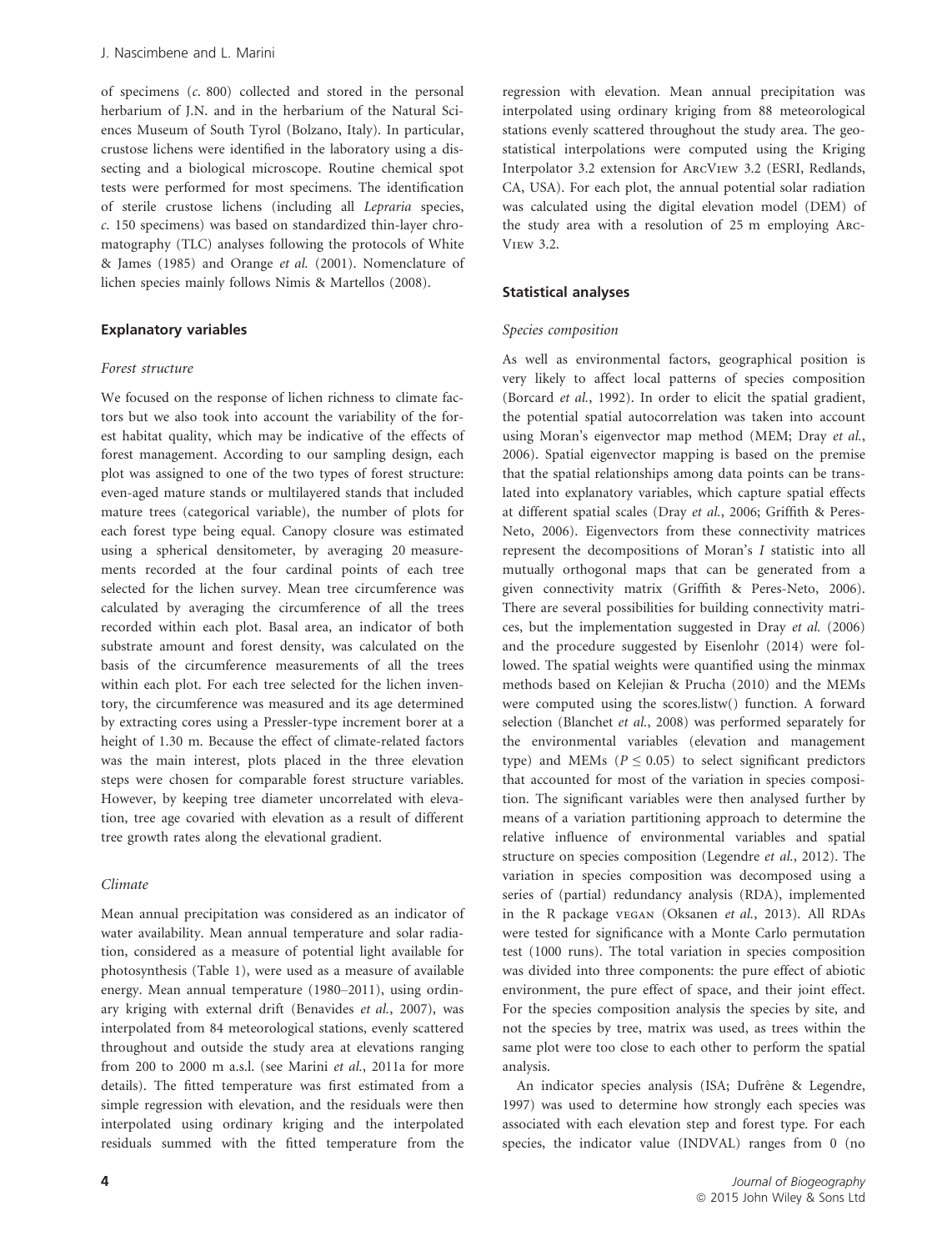of specimens (*c.* 800) collected and stored in the personal herbarium of J.N. and in the herbarium of the Natural Sciences Museum of South Tyrol (Bolzano, Italy). In particular, crustose lichens were identified in the laboratory using a dissecting and a biological microscope. Routine chemical spot tests were performed for most specimens. The identification of sterile crustose lichens (including all *Lepraria* species, *c.* 150 specimens) was based on standardized thin-layer chromatography (TLC) analyses following the protocols of White & James (1985) and Orange *et al.* (2001). Nomenclature of lichen species mainly follows Nimis & Martellos (2008).

### Explanatory variables

#### Forest structure

We focused on the response of lichen richness to climate factors but we also took into account the variability of the forest habitat quality, which may be indicative of the effects of forest management. According to our sampling design, each plot was assigned to one of the two types of forest structure: even-aged mature stands or multilayered stands that included mature trees (categorical variable), the number of plots for each forest type being equal. Canopy closure was estimated using a spherical densitometer, by averaging 20 measurements recorded at the four cardinal points of each tree selected for the lichen survey. Mean tree circumference was calculated by averaging the circumference of all the trees recorded within each plot. Basal area, an indicator of both substrate amount and forest density, was calculated on the basis of the circumference measurements of all the trees within each plot. For each tree selected for the lichen inventory, the circumference was measured and its age determined by extracting cores using a Pressler-type increment borer at a height of 1.30 m. Because the effect of climate-related factors was the main interest, plots placed in the three elevation steps were chosen for comparable forest structure variables. However, by keeping tree diameter uncorrelated with elevation, tree age covaried with elevation as a result of different tree growth rates along the elevational gradient.

#### Climate

Mean annual precipitation was considered as an indicator of water availability. Mean annual temperature and solar radiation, considered as a measure of potential light available for photosynthesis (Table 1), were used as a measure of available energy. Mean annual temperature (1980–2011), using ordinary kriging with external drift (Benavides *et al.*, 2007), was interpolated from 84 meteorological stations, evenly scattered throughout and outside the study area at elevations ranging from 200 to 2000 m a.s.l. (see Marini *et al.*, 2011a for more details). The fitted temperature was first estimated from a simple regression with elevation, and the residuals were then interpolated using ordinary kriging and the interpolated residuals summed with the fitted temperature from the regression with elevation. Mean annual precipitation was interpolated using ordinary kriging from 88 meteorological stations evenly scattered throughout the study area. The geostatistical interpolations were computed using the Kriging Interpolator 3.2 extension for ArcView 3.2 (ESRI, Redlands, CA, USA). For each plot, the annual potential solar radiation was calculated using the digital elevation model (DEM) of the study area with a resolution of 25 m employing ArcView 3.2.

### Statistical analyses

#### Species composition

As well as environmental factors, geographical position is very likely to affect local patterns of species composition (Borcard *et al.*, 1992). In order to elicit the spatial gradient, the potential spatial autocorrelation was taken into account using Moran's eigenvector map method (MEM; Dray *et al.*, 2006). Spatial eigenvector mapping is based on the premise that the spatial relationships among data points can be translated into explanatory variables, which capture spatial effects at different spatial scales (Dray *et al.*, 2006; Griffith & Peres-Neto, 2006). Eigenvectors from these connectivity matrices represent the decompositions of Moran's *I* statistic into all mutually orthogonal maps that can be generated from a given connectivity matrix (Griffith & Peres-Neto, 2006). There are several possibilities for building connectivity matrices, but the implementation suggested in Dray *et al.* (2006) and the procedure suggested by Eisenlohr (2014) were followed. The spatial weights were quantified using the minmax methods based on Kelejian & Prucha (2010) and the MEMs were computed using the scores.listw() function. A forward selection (Blanchet *et al.*, 2008) was performed separately for the environmental variables (elevation and management type) and MEMs ($P \leq 0.05$) to select significant predictors that accounted for most of the variation in species composition. The significant variables were then analysed further by means of a variation partitioning approach to determine the relative influence of environmental variables and spatial structure on species composition (Legendre *et al.*, 2012). The variation in species composition was decomposed using a series of (partial) redundancy analysis (RDA), implemented in the R package vegan (Oksanen *et al.*, 2013). All RDAs were tested for significance with a Monte Carlo permutation test (1000 runs). The total variation in species composition was divided into three components: the pure effect of abiotic environment, the pure effect of space, and their joint effect. For the species composition analysis the species by site, and not the species by tree, matrix was used, as trees within the same plot were too close to each other to perform the spatial analysis.

An indicator species analysis (ISA; Dufrêne & Legendre, 1997) was used to determine how strongly each species was associated with each elevation step and forest type. For each species, the indicator value (INDVAL) ranges from 0 (no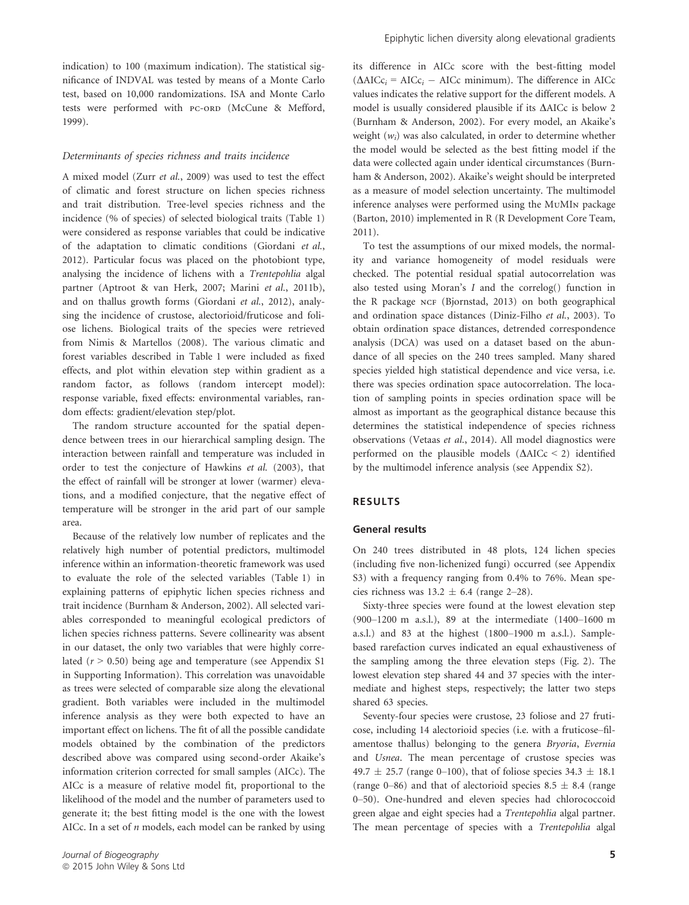indication) to 100 (maximum indication). The statistical significance of INDVAL was tested by means of a Monte Carlo test, based on 10,000 randomizations. ISA and Monte Carlo tests were performed with PC-ORD (McCune & Mefford, 1999).

### Determinants of species richness and traits incidence

A mixed model (Zurr *et al.*, 2009) was used to test the effect of climatic and forest structure on lichen species richness and trait distribution. Tree-level species richness and the incidence (% of species) of selected biological traits (Table 1) were considered as response variables that could be indicative of the adaptation to climatic conditions (Giordani *et al.*, 2012). Particular focus was placed on the photobiont type, analysing the incidence of lichens with a *Trentepohlia* algal partner (Aptroot & van Herk, 2007; Marini *et al.*, 2011b), and on thallus growth forms (Giordani *et al.*, 2012), analysing the incidence of crustose, alectorioid/fruticose and foliose lichens. Biological traits of the species were retrieved from Nimis & Martellos (2008). The various climatic and forest variables described in Table 1 were included as fixed effects, and plot within elevation step within gradient as a random factor, as follows (random intercept model): response variable, fixed effects: environmental variables, random effects: gradient/elevation step/plot.

The random structure accounted for the spatial dependence between trees in our hierarchical sampling design. The interaction between rainfall and temperature was included in order to test the conjecture of Hawkins *et al.* (2003), that the effect of rainfall will be stronger at lower (warmer) elevations, and a modified conjecture, that the negative effect of temperature will be stronger in the arid part of our sample area.

Because of the relatively low number of replicates and the relatively high number of potential predictors, multimodel inference within an information-theoretic framework was used to evaluate the role of the selected variables (Table 1) in explaining patterns of epiphytic lichen species richness and trait incidence (Burnham & Anderson, 2002). All selected variables corresponded to meaningful ecological predictors of lichen species richness patterns. Severe collinearity was absent in our dataset, the only two variables that were highly correlated ($r > 0.50$) being age and temperature (see Appendix S1 in Supporting Information). This correlation was unavoidable as trees were selected of comparable size along the elevational gradient. Both variables were included in the multimodel inference analysis as they were both expected to have an important effect on lichens. The fit of all the possible candidate models obtained by the combination of the predictors described above was compared using second-order Akaike's information criterion corrected for small samples (AICc). The AICc is a measure of relative model fit, proportional to the likelihood of the model and the number of parameters used to generate it; the best fitting model is the one with the lowest AICc. In a set of *n* models, each model can be ranked by using its difference in AICc score with the best-fitting model ($\Delta AICc_i = AICc_i - AICc$ minimum). The difference in AICc values indicates the relative support for the different models. A model is usually considered plausible if its $\Delta AICc$ is below 2 (Burnham & Anderson, 2002). For every model, an Akaike's weight ($w_i$) was also calculated, in order to determine whether the model would be selected as the best fitting model if the data were collected again under identical circumstances (Burnham & Anderson, 2002). Akaike's weight should be interpreted as a measure of model selection uncertainty. The multimodel inference analyses were performed using the MuMIn package (Barton, 2010) implemented in R (R Development Core Team, 2011).

To test the assumptions of our mixed models, the normality and variance homogeneity of model residuals were checked. The potential residual spatial autocorrelation was also tested using Moran's *I* and the correlog() function in the R package NCF (Bjornstad, 2013) on both geographical and ordination space distances (Diniz-Filho *et al.*, 2003). To obtain ordination space distances, detrended correspondence analysis (DCA) was used on a dataset based on the abundance of all species on the 240 trees sampled. Many shared species yielded high statistical dependence and vice versa, i.e. there was species ordination space autocorrelation. The location of sampling points in species ordination space will be almost as important as the geographical distance because this determines the statistical independence of species richness observations (Vetaas *et al.*, 2014). All model diagnostics were performed on the plausible models ($\Delta AICc < 2$) identified by the multimodel inference analysis (see Appendix S2).

## RESULTS

### General results

On 240 trees distributed in 48 plots, 124 lichen species (including five non-lichenized fungi) occurred (see Appendix S3) with a frequency ranging from 0.4% to 76%. Mean species richness was $13.2 \pm 6.4$ (range 2–28).

Sixty-three species were found at the lowest elevation step (900–1200 m a.s.l.), 89 at the intermediate (1400–1600 m a.s.l.) and 83 at the highest (1800–1900 m a.s.l.). Sample-based rarefaction curves indicated an equal exhaustiveness of the sampling among the three elevation steps (Fig. 2). The lowest elevation step shared 44 and 37 species with the intermediate and highest steps, respectively; the latter two steps shared 63 species.

Seventy-four species were crustose, 23 foliose and 27 fruticose, including 14 alectorioid species (i.e. with a fruticose–filamentose thallus) belonging to the genera *Bryoria*, *Evernia* and *Usnea*. The mean percentage of crustose species was $49.7 \pm 25.7$ (range 0–100), that of foliose species $34.3 \pm 18.1$ (range 0–86) and that of alectorioid species $8.5 \pm 8.4$ (range 0–50). One-hundred and eleven species had chlorococcoid green algae and eight species had a *Trentepohlia* algal partner. The mean percentage of species with a *Trentepohlia* algal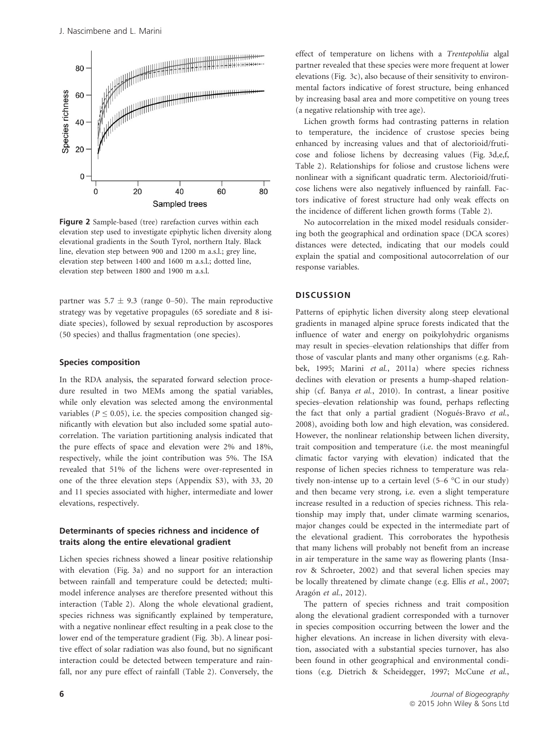**Figure 2** Sample-based (tree) rarefaction curves within each elevation step used to investigate epiphytic lichen diversity along elevational gradients in the South Tyrol, northern Italy. Black line, elevation step between 900 and 1200 m a.s.l.; grey line, elevation step between 1400 and 1600 m a.s.l.; dotted line, elevation step between 1800 and 1900 m a.s.l.

partner was $5.7 \pm 9.3$ (range 0–50). The main reproductive strategy was by vegetative propagules (65 sorediate and 8 isidiate species), followed by sexual reproduction by ascospores (50 species) and thallus fragmentation (one species).

### Species composition

In the RDA analysis, the separated forward selection procedure resulted in two MEMs among the spatial variables, while only elevation was selected among the environmental variables ($P \leq 0.05$), i.e. the species composition changed significantly with elevation but also included some spatial autocorrelation. The variation partitioning analysis indicated that the pure effects of space and elevation were 2% and 18%, respectively, while the joint contribution was 5%. The ISA revealed that 51% of the lichens were over-represented in one of the three elevation steps (Appendix S3), with 33, 20 and 11 species associated with higher, intermediate and lower elevations, respectively.

### Determinants of species richness and incidence of traits along the entire elevational gradient

Lichen species richness showed a linear positive relationship with elevation (Fig. 3a) and no support for an interaction between rainfall and temperature could be detected; multimodel inference analyses are therefore presented without this interaction (Table 2). Along the whole elevational gradient, species richness was significantly explained by temperature, with a negative nonlinear effect resulting in a peak close to the lower end of the temperature gradient (Fig. 3b). A linear positive effect of solar radiation was also found, but no significant interaction could be detected between temperature and rainfall, nor any pure effect of rainfall (Table 2). Conversely, the effect of temperature on lichens with a *Trentepohlia* algal partner revealed that these species were more frequent at lower elevations (Fig. 3c), also because of their sensitivity to environmental factors indicative of forest structure, being enhanced by increasing basal area and more competitive on young trees (a negative relationship with tree age).

Lichen growth forms had contrasting patterns in relation to temperature, the incidence of crustose species being enhanced by increasing values and that of alectorioid/fruticose and foliose lichens by decreasing values (Fig. 3d,e,f, Table 2). Relationships for foliose and crustose lichens were nonlinear with a significant quadratic term. Alectorioid/fruticose lichens were also negatively influenced by rainfall. Factors indicative of forest structure had only weak effects on the incidence of different lichen growth forms (Table 2).

No autocorrelation in the mixed model residuals considering both the geographical and ordination space (DCA scores) distances were detected, indicating that our models could explain the spatial and compositional autocorrelation of our response variables.

## DISCUSSION

Patterns of epiphytic lichen diversity along steep elevational gradients in managed alpine spruce forests indicated that the influence of water and energy on poikylohydric organisms may result in species–elevation relationships that differ from those of vascular plants and many other organisms (e.g. Rahbek, 1995; Marini *et al.*, 2011a) where species richness declines with elevation or presents a hump-shaped relationship (cf. Banya *et al.*, 2010). In contrast, a linear positive species–elevation relationship was found, perhaps reflecting the fact that only a partial gradient (Nogués-Bravo *et al.*, 2008), avoiding both low and high elevation, was considered. However, the nonlinear relationship between lichen diversity, trait composition and temperature (i.e. the most meaningful climatic factor varying with elevation) indicated that the response of lichen species richness to temperature was relatively non-intense up to a certain level (5–6 °C in our study) and then became very strong, i.e. even a slight temperature increase resulted in a reduction of species richness. This relationship may imply that, under climate warming scenarios, major changes could be expected in the intermediate part of the elevational gradient. This corroborates the hypothesis that many lichens will probably not benefit from an increase in air temperature in the same way as flowering plants (Insarov & Schroeter, 2002) and that several lichen species may be locally threatened by climate change (e.g. Ellis *et al.*, 2007; Aragón *et al.*, 2012).

The pattern of species richness and trait composition along the elevational gradient corresponded with a turnover in species composition occurring between the lower and the higher elevations. An increase in lichen diversity with elevation, associated with a substantial species turnover, has also been found in other geographical and environmental conditions (e.g. Dietrich & Scheidegger, 1997; McCune *et al.*,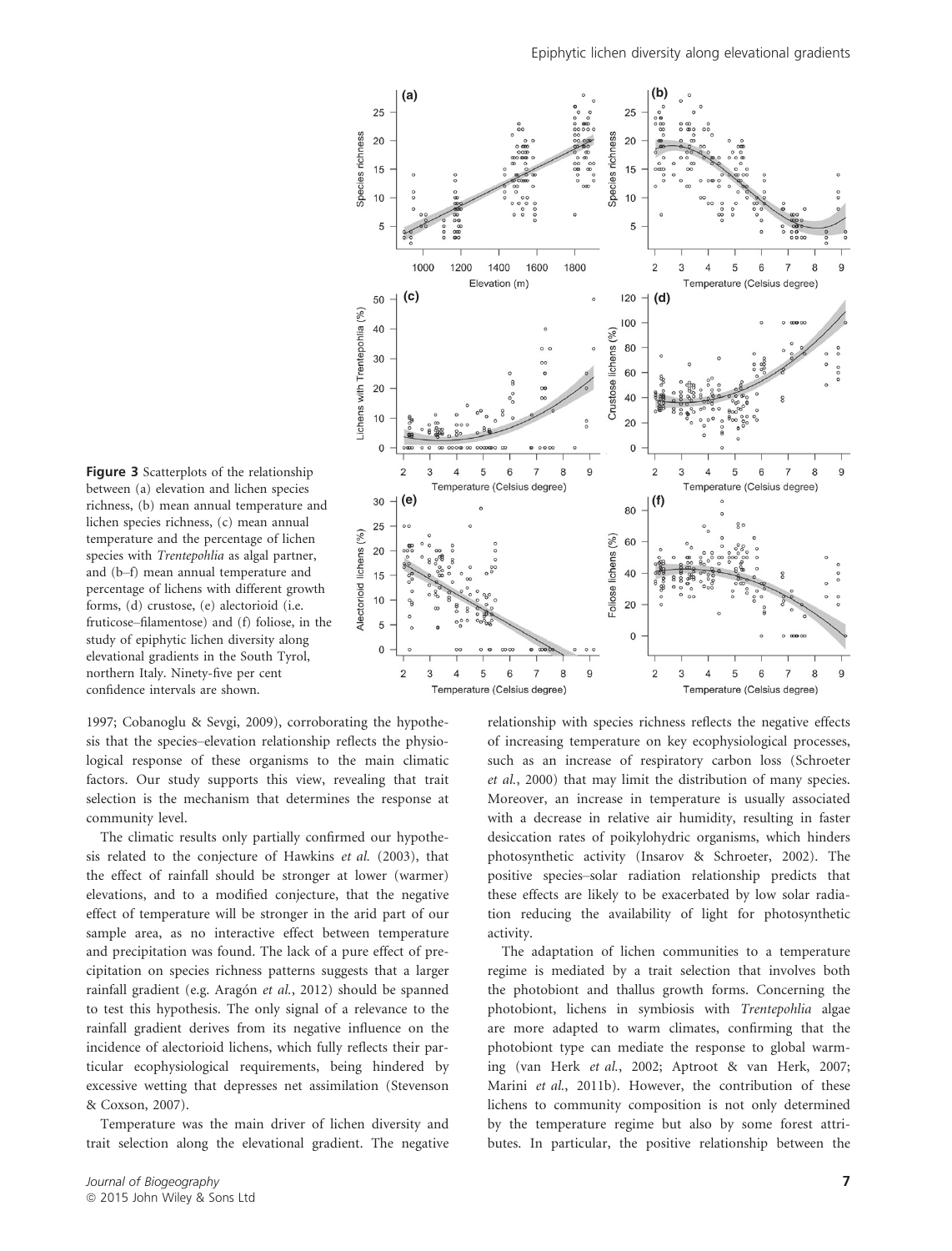**Figure 3** Scatterplots of the relationship between (a) elevation and lichen species richness, (b) mean annual temperature and lichen species richness, (c) mean annual temperature and the percentage of lichen species with *Trentepohlia* as algal partner, and (b–f) mean annual temperature and percentage of lichens with different growth forms, (d) crustose, (e) alectorioid (i.e. fruticose–filamentose) and (f) foliose, in the study of epiphytic lichen diversity along elevational gradients in the South Tyrol, northern Italy. Ninety-five per cent confidence intervals are shown.

1997; Cobanoglu & Sevgi, 2009), corroborating the hypothesis that the species–elevation relationship reflects the physiological response of these organisms to the main climatic factors. Our study supports this view, revealing that trait selection is the mechanism that determines the response at community level.

The climatic results only partially confirmed our hypothesis related to the conjecture of Hawkins *et al.* (2003), that the effect of rainfall should be stronger at lower (warmer) elevations, and to a modified conjecture, that the negative effect of temperature will be stronger in the arid part of our sample area, as no interactive effect between temperature and precipitation was found. The lack of a pure effect of precipitation on species richness patterns suggests that a larger rainfall gradient (e.g. Aragón *et al.*, 2012) should be spanned to test this hypothesis. The only signal of a relevance to the rainfall gradient derives from its negative influence on the incidence of alectorioid lichens, which fully reflects their particular ecophysiological requirements, being hindered by excessive wetting that depresses net assimilation (Stevenson & Coxson, 2007).

Temperature was the main driver of lichen diversity and trait selection along the elevational gradient. The negative relationship with species richness reflects the negative effects of increasing temperature on key ecophysiological processes, such as an increase of respiratory carbon loss (Schroeter *et al.*, 2000) that may limit the distribution of many species. Moreover, an increase in temperature is usually associated with a decrease in relative air humidity, resulting in faster desiccation rates of poikylohydric organisms, which hinders photosynthetic activity (Insarov & Schroeter, 2002). The positive species–solar radiation relationship predicts that these effects are likely to be exacerbated by low solar radiation reducing the availability of light for photosynthetic activity.

The adaptation of lichen communities to a temperature regime is mediated by a trait selection that involves both the photobiont and thallus growth forms. Concerning the photobiont, lichens in symbiosis with *Trentepohlia* algae are more adapted to warm climates, confirming that the photobiont type can mediate the response to global warming (van Herk *et al.*, 2002; Aptroot & van Herk, 2007; Marini *et al.*, 2011b). However, the contribution of these lichens to community composition is not only determined by the temperature regime but also by some forest attributes. In particular, the positive relationship between the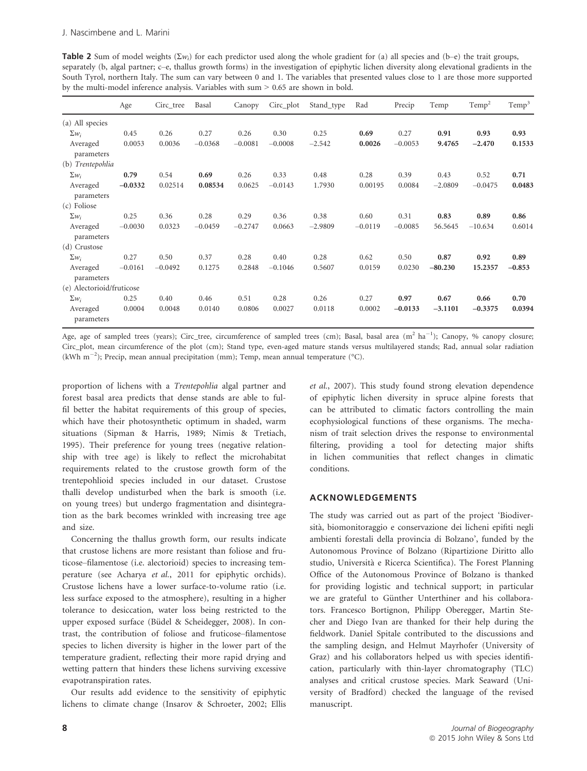**Table 2** Sum of model weights ($\Sigma w_i$) for each predictor used along the whole gradient for (a) all species and (b–e) the trait groups, separately (b, algal partner; c–e, thallus growth forms) in the investigation of epiphytic lichen diversity along elevational gradients in the South Tyrol, northern Italy. The sum can vary between 0 and 1. The variables that presented values close to 1 are those more supported by the multi-model inference analysis. Variables with sum > 0.65 are shown in bold.

| | Age | Circ_tree | Basal | Canopy | Circ_plot | Stand_type | Rad | Precip | Temp | Temp$^2$ | Temp$^3$ |
|---|---|---|---|---|---|---|---|---|---|---|---|
| (a) All species | | | | | | | | | | | |
| $\Sigma w_i$ | 0.45 | 0.26 | 0.27 | 0.26 | 0.30 | 0.25 | **0.69** | 0.27 | **0.91** | **0.93** | **0.93** |
| Averaged parameters | 0.0053 | 0.0036 | −0.0368 | −0.0081 | −0.0008 | −2.542 | **0.0026** | −0.0053 | **9.4765** | **−2.470** | **0.1533** |
| (b) *Trentepohlia* | | | | | | | | | | | |
| $\Sigma w_i$ | **0.79** | 0.54 | **0.69** | 0.26 | 0.33 | 0.48 | 0.28 | 0.39 | 0.43 | 0.52 | **0.71** |
| Averaged parameters | **−0.0332** | 0.02514 | **0.08534** | 0.0625 | −0.0143 | 1.7930 | 0.00195 | 0.0084 | −2.0809 | −0.0475 | **0.0483** |
| (c) Foliose | | | | | | | | | | | |
| $\Sigma w_i$ | 0.25 | 0.36 | 0.28 | 0.29 | 0.36 | 0.38 | 0.60 | 0.31 | **0.83** | **0.89** | **0.86** |
| Averaged parameters | −0.0030 | 0.0323 | −0.0459 | −0.2747 | 0.0663 | −2.9809 | −0.0119 | −0.0085 | 56.5645 | −10.634 | 0.6014 |
| (d) Crustose | | | | | | | | | | | |
| $\Sigma w_i$ | 0.27 | 0.50 | 0.37 | 0.28 | 0.40 | 0.28 | 0.62 | 0.50 | **0.87** | **0.92** | **0.89** |
| Averaged parameters | −0.0161 | −0.0492 | 0.1275 | 0.2848 | −0.1046 | 0.5607 | 0.0159 | 0.0230 | **−80.230** | **15.2357** | **−0.853** |
| (e) Alectorioid/fruticose | | | | | | | | | | | |
| $\Sigma w_i$ | 0.25 | 0.40 | 0.46 | 0.51 | 0.28 | 0.26 | 0.27 | **0.97** | **0.67** | **0.66** | **0.70** |
| Averaged parameters | 0.0004 | 0.0048 | 0.0140 | 0.0806 | 0.0027 | 0.0118 | 0.0002 | **−0.0133** | **−3.1101** | **−0.3375** | **0.0394** |

Age, age of sampled trees (years); Circ_tree, circumference of sampled trees (cm); Basal, basal area ($m^2$ $ha^{-1}$); Canopy, % canopy closure; Circ_plot, mean circumference of the plot (cm); Stand type, even-aged mature stands versus multilayered stands; Rad, annual solar radiation (kWh $m^{-2}$); Precip, mean annual precipitation (mm); Temp, mean annual temperature (°C).

proportion of lichens with a *Trentepohlia* algal partner and forest basal area predicts that dense stands are able to fulfil better the habitat requirements of this group of species, which have their photosynthetic optimum in shaded, warm situations (Sipman & Harris, 1989; Nimis & Tretiach, 1995). Their preference for young trees (negative relationship with tree age) is likely to reflect the microhabitat requirements related to the crustose growth form of the trentepohlioid species included in our dataset. Crustose thalli develop undisturbed when the bark is smooth (i.e. on young trees) but undergo fragmentation and disintegration as the bark becomes wrinkled with increasing tree age and size.

Concerning the thallus growth form, our results indicate that crustose lichens are more resistant than foliose and fruticose–filamentose (i.e. alectorioid) species to increasing temperature (see Acharya *et al.*, 2011 for epiphytic orchids). Crustose lichens have a lower surface-to-volume ratio (i.e. less surface exposed to the atmosphere), resulting in a higher tolerance to desiccation, water loss being restricted to the upper exposed surface (Büdel & Scheidegger, 2008). In contrast, the contribution of foliose and fruticose–filamentose species to lichen diversity is higher in the lower part of the temperature gradient, reflecting their more rapid drying and wetting pattern that hinders these lichens surviving excessive evapotranspiration rates.

Our results add evidence to the sensitivity of epiphytic lichens to climate change (Insarov & Schroeter, 2002; Ellis *et al.*, 2007). This study found strong elevation dependence of epiphytic lichen diversity in spruce alpine forests that can be attributed to climatic factors controlling the main ecophysiological functions of these organisms. The mechanism of trait selection drives the response to environmental filtering, providing a tool for detecting major shifts in lichen communities that reflect changes in climatic conditions.

## ACKNOWLEDGEMENTS

The study was carried out as part of the project 'Biodiversità, biomonitoraggio e conservazione dei licheni epifiti negli ambienti forestali della provincia di Bolzano', funded by the Autonomous Province of Bolzano (Ripartizione Diritto allo studio, Università e Ricerca Scientifica). The Forest Planning Office of the Autonomous Province of Bolzano is thanked for providing logistic and technical support; in particular we are grateful to Günther Unterthiner and his collaborators. Francesco Bortignon, Philipp Oberegger, Martin Stecher and Diego Ivan are thanked for their help during the fieldwork. Daniel Spitale contributed to the discussions and the sampling design, and Helmut Mayrhofer (University of Graz) and his collaborators helped us with species identification, particularly with thin-layer chromatography (TLC) analyses and critical crustose species. Mark Seaward (University of Bradford) checked the language of the revised manuscript.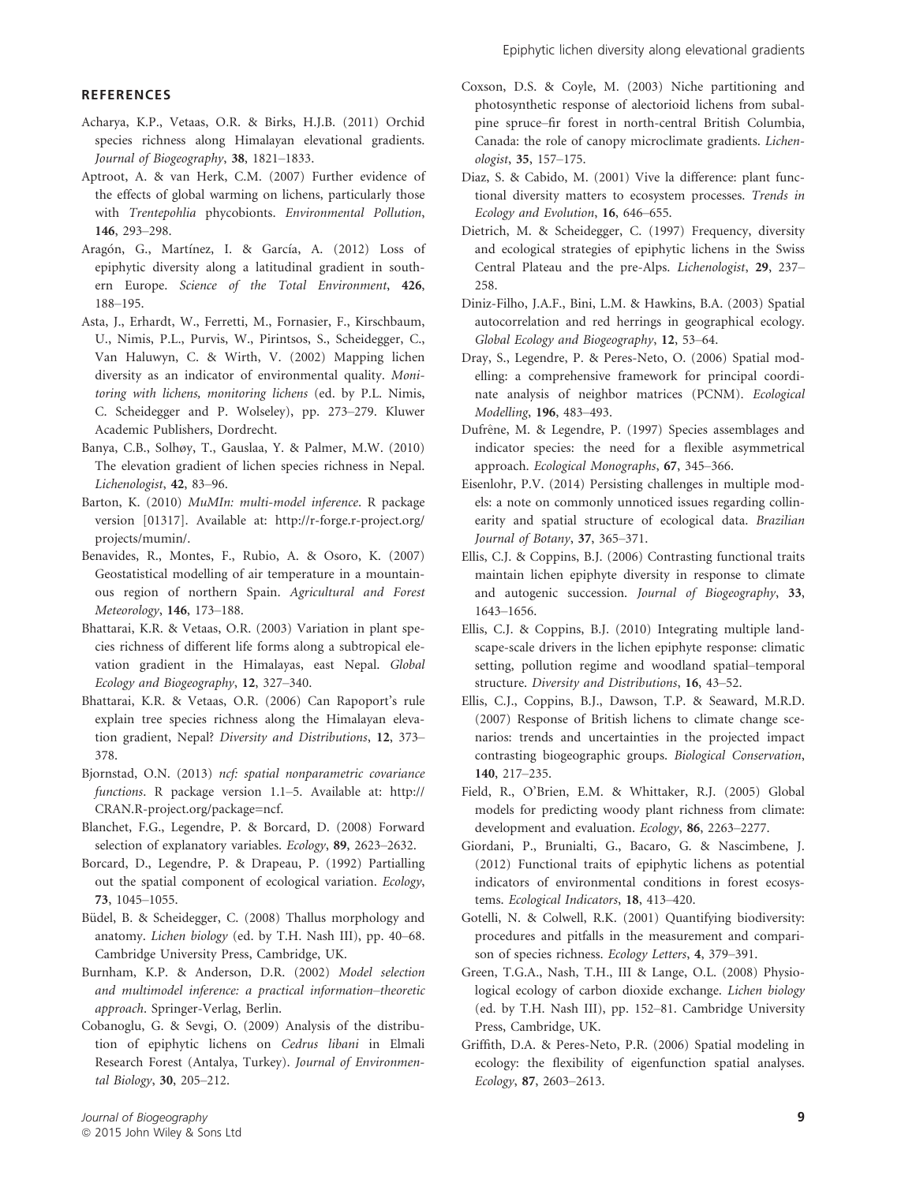## REFERENCES

Acharya, K.P., Vetaas, O.R. & Birks, H.J.B. (2011) Orchid species richness along Himalayan elevational gradients. *Journal of Biogeography*, **38**, 1821–1833.

Aptroot, A. & van Herk, C.M. (2007) Further evidence of the effects of global warming on lichens, particularly those with *Trentepohlia* phycobionts. *Environmental Pollution*, **146**, 293–298.

Aragón, G., Martínez, I. & García, A. (2012) Loss of epiphytic diversity along a latitudinal gradient in southern Europe. *Science of the Total Environment*, **426**, 188–195.

Asta, J., Erhardt, W., Ferretti, M., Fornasier, F., Kirschbaum, U., Nimis, P.L., Purvis, W., Pirintsos, S., Scheidegger, C., Van Haluwyn, C. & Wirth, V. (2002) Mapping lichen diversity as an indicator of environmental quality. *Monitoring with lichens, monitoring lichens* (ed. by P.L. Nimis, C. Scheidegger and P. Wolseley), pp. 273–279. Kluwer Academic Publishers, Dordrecht.

Banya, C.B., Solhøy, T., Gauslaa, Y. & Palmer, M.W. (2010) The elevation gradient of lichen species richness in Nepal. *Lichenologist*, **42**, 83–96.

Barton, K. (2010) *MuMIn: multi-model inference*. R package version [01317]. Available at: http://r-forge.r-project.org/projects/mumin/.

Benavides, R., Montes, F., Rubio, A. & Osoro, K. (2007) Geostatistical modelling of air temperature in a mountainous region of northern Spain. *Agricultural and Forest Meteorology*, **146**, 173–188.

Bhattarai, K.R. & Vetaas, O.R. (2003) Variation in plant species richness of different life forms along a subtropical elevation gradient in the Himalayas, east Nepal. *Global Ecology and Biogeography*, **12**, 327–340.

Bhattarai, K.R. & Vetaas, O.R. (2006) Can Rapoport's rule explain tree species richness along the Himalayan elevation gradient, Nepal? *Diversity and Distributions*, **12**, 373–378.

Bjornstad, O.N. (2013) *ncf: spatial nonparametric covariance functions*. R package version 1.1–5. Available at: http://CRAN.R-project.org/package=ncf.

Blanchet, F.G., Legendre, P. & Borcard, D. (2008) Forward selection of explanatory variables. *Ecology*, **89**, 2623–2632.

Borcard, D., Legendre, P. & Drapeau, P. (1992) Partialling out the spatial component of ecological variation. *Ecology*, **73**, 1045–1055.

Büdel, B. & Scheidegger, C. (2008) Thallus morphology and anatomy. *Lichen biology* (ed. by T.H. Nash III), pp. 40–68. Cambridge University Press, Cambridge, UK.

Burnham, K.P. & Anderson, D.R. (2002) *Model selection and multimodel inference: a practical information–theoretic approach*. Springer-Verlag, Berlin.

Cobanoglu, G. & Sevgi, O. (2009) Analysis of the distribution of epiphytic lichens on *Cedrus libani* in Elmali Research Forest (Antalya, Turkey). *Journal of Environmental Biology*, **30**, 205–212.

Coxson, D.S. & Coyle, M. (2003) Niche partitioning and photosynthetic response of alectorioid lichens from subalpine spruce–fir forest in north-central British Columbia, Canada: the role of canopy microclimate gradients. *Lichenologist*, **35**, 157–175.

Diaz, S. & Cabido, M. (2001) Vive la difference: plant functional diversity matters to ecosystem processes. *Trends in Ecology and Evolution*, **16**, 646–655.

Dietrich, M. & Scheidegger, C. (1997) Frequency, diversity and ecological strategies of epiphytic lichens in the Swiss Central Plateau and the pre-Alps. *Lichenologist*, **29**, 237–258.

Diniz-Filho, J.A.F., Bini, L.M. & Hawkins, B.A. (2003) Spatial autocorrelation and red herrings in geographical ecology. *Global Ecology and Biogeography*, **12**, 53–64.

Dray, S., Legendre, P. & Peres-Neto, O. (2006) Spatial modelling: a comprehensive framework for principal coordinate analysis of neighbor matrices (PCNM). *Ecological Modelling*, **196**, 483–493.

Dufrêne, M. & Legendre, P. (1997) Species assemblages and indicator species: the need for a flexible asymmetrical approach. *Ecological Monographs*, **67**, 345–366.

Eisenlohr, P.V. (2014) Persisting challenges in multiple models: a note on commonly unnoticed issues regarding collinearity and spatial structure of ecological data. *Brazilian Journal of Botany*, **37**, 365–371.

Ellis, C.J. & Coppins, B.J. (2006) Contrasting functional traits maintain lichen epiphyte diversity in response to climate and autogenic succession. *Journal of Biogeography*, **33**, 1643–1656.

Ellis, C.J. & Coppins, B.J. (2010) Integrating multiple landscape-scale drivers in the lichen epiphyte response: climatic setting, pollution regime and woodland spatial–temporal structure. *Diversity and Distributions*, **16**, 43–52.

Ellis, C.J., Coppins, B.J., Dawson, T.P. & Seaward, M.R.D. (2007) Response of British lichens to climate change scenarios: trends and uncertainties in the projected impact contrasting biogeographic groups. *Biological Conservation*, **140**, 217–235.

Field, R., O'Brien, E.M. & Whittaker, R.J. (2005) Global models for predicting woody plant richness from climate: development and evaluation. *Ecology*, **86**, 2263–2277.

Giordani, P., Brunialti, G., Bacaro, G. & Nascimbene, J. (2012) Functional traits of epiphytic lichens as potential indicators of environmental conditions in forest ecosystems. *Ecological Indicators*, **18**, 413–420.

Gotelli, N. & Colwell, R.K. (2001) Quantifying biodiversity: procedures and pitfalls in the measurement and comparison of species richness. *Ecology Letters*, **4**, 379–391.

Green, T.G.A., Nash, T.H., III & Lange, O.L. (2008) Physiological ecology of carbon dioxide exchange. *Lichen biology* (ed. by T.H. Nash III), pp. 152–81. Cambridge University Press, Cambridge, UK.

Griffith, D.A. & Peres-Neto, P.R. (2006) Spatial modeling in ecology: the flexibility of eigenfunction spatial analyses. *Ecology*, **87**, 2603–2613.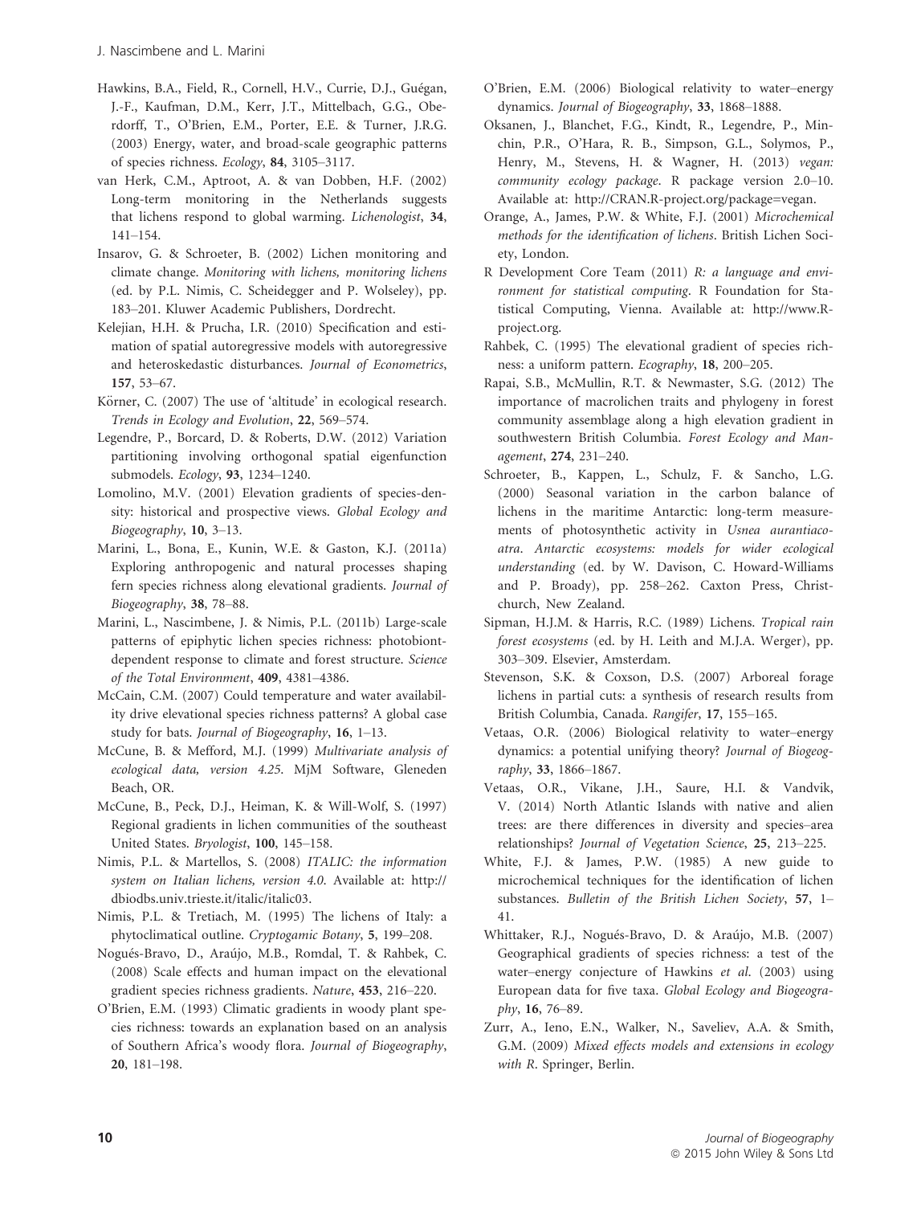Hawkins, B.A., Field, R., Cornell, H.V., Currie, D.J., Guégan, J.-F., Kaufman, D.M., Kerr, J.T., Mittelbach, G.G., Oberdorff, T., O'Brien, E.M., Porter, E.E. & Turner, J.R.G. (2003) Energy, water, and broad-scale geographic patterns of species richness. *Ecology*, **84**, 3105–3117.

van Herk, C.M., Aptroot, A. & van Dobben, H.F. (2002) Long-term monitoring in the Netherlands suggests that lichens respond to global warming. *Lichenologist*, **34**, 141–154.

Insarov, G. & Schroeter, B. (2002) Lichen monitoring and climate change. *Monitoring with lichens, monitoring lichens* (ed. by P.L. Nimis, C. Scheidegger and P. Wolseley), pp. 183–201. Kluwer Academic Publishers, Dordrecht.

Kelejian, H.H. & Prucha, I.R. (2010) Specification and estimation of spatial autoregressive models with autoregressive and heteroskedastic disturbances. *Journal of Econometrics*, **157**, 53–67.

Körner, C. (2007) The use of 'altitude' in ecological research. *Trends in Ecology and Evolution*, **22**, 569–574.

Legendre, P., Borcard, D. & Roberts, D.W. (2012) Variation partitioning involving orthogonal spatial eigenfunction submodels. *Ecology*, **93**, 1234–1240.

Lomolino, M.V. (2001) Elevation gradients of species-density: historical and prospective views. *Global Ecology and Biogeography*, **10**, 3–13.

Marini, L., Bona, E., Kunin, W.E. & Gaston, K.J. (2011a) Exploring anthropogenic and natural processes shaping fern species richness along elevational gradients. *Journal of Biogeography*, **38**, 78–88.

Marini, L., Nascimbene, J. & Nimis, P.L. (2011b) Large-scale patterns of epiphytic lichen species richness: photobiont-dependent response to climate and forest structure. *Science of the Total Environment*, **409**, 4381–4386.

McCain, C.M. (2007) Could temperature and water availability drive elevational species richness patterns? A global case study for bats. *Journal of Biogeography*, **16**, 1–13.

McCune, B. & Mefford, M.J. (1999) *Multivariate analysis of ecological data, version 4.25.* MjM Software, Gleneden Beach, OR.

McCune, B., Peck, D.J., Heiman, K. & Will-Wolf, S. (1997) Regional gradients in lichen communities of the southeast United States. *Bryologist*, **100**, 145–158.

Nimis, P.L. & Martellos, S. (2008) *ITALIC: the information system on Italian lichens, version 4.0*. Available at: http://dbiodbs.univ.trieste.it/italic/italic03.

Nimis, P.L. & Tretiach, M. (1995) The lichens of Italy: a phytoclimatical outline. *Cryptogamic Botany*, **5**, 199–208.

Nogués-Bravo, D., Araújo, M.B., Romdal, T. & Rahbek, C. (2008) Scale effects and human impact on the elevational gradient species richness gradients. *Nature*, **453**, 216–220.

O'Brien, E.M. (1993) Climatic gradients in woody plant species richness: towards an explanation based on an analysis of Southern Africa's woody flora. *Journal of Biogeography*, **20**, 181–198.

O'Brien, E.M. (2006) Biological relativity to water–energy dynamics. *Journal of Biogeography*, **33**, 1868–1888.

Oksanen, J., Blanchet, F.G., Kindt, R., Legendre, P., Minchin, P.R., O'Hara, R. B., Simpson, G.L., Solymos, P., Henry, M., Stevens, H. & Wagner, H. (2013) *vegan: community ecology package*. R package version 2.0–10. Available at: http://CRAN.R-project.org/package=vegan.

Orange, A., James, P.W. & White, F.J. (2001) *Microchemical methods for the identification of lichens*. British Lichen Society, London.

R Development Core Team (2011) *R: a language and environment for statistical computing*. R Foundation for Statistical Computing, Vienna. Available at: http://www.R-project.org.

Rahbek, C. (1995) The elevational gradient of species richness: a uniform pattern. *Ecography*, **18**, 200–205.

Rapai, S.B., McMullin, R.T. & Newmaster, S.G. (2012) The importance of macrolichen traits and phylogeny in forest community assemblage along a high elevation gradient in southwestern British Columbia. *Forest Ecology and Management*, **274**, 231–240.

Schroeter, B., Kappen, L., Schulz, F. & Sancho, L.G. (2000) Seasonal variation in the carbon balance of lichens in the maritime Antarctic: long-term measurements of photosynthetic activity in *Usnea aurantiaco-atra*. *Antarctic ecosystems: models for wider ecological understanding* (ed. by W. Davison, C. Howard-Williams and P. Broady), pp. 258–262. Caxton Press, Christchurch, New Zealand.

Sipman, H.J.M. & Harris, R.C. (1989) Lichens. *Tropical rain forest ecosystems* (ed. by H. Leith and M.J.A. Werger), pp. 303–309. Elsevier, Amsterdam.

Stevenson, S.K. & Coxson, D.S. (2007) Arboreal forage lichens in partial cuts: a synthesis of research results from British Columbia, Canada. *Rangifer*, **17**, 155–165.

Vetaas, O.R. (2006) Biological relativity to water–energy dynamics: a potential unifying theory? *Journal of Biogeography*, **33**, 1866–1867.

Vetaas, O.R., Vikane, J.H., Saure, H.I. & Vandvik, V. (2014) North Atlantic Islands with native and alien trees: are there differences in diversity and species–area relationships? *Journal of Vegetation Science*, **25**, 213–225.

White, F.J. & James, P.W. (1985) A new guide to microchemical techniques for the identification of lichen substances. *Bulletin of the British Lichen Society*, **57**, 1–41.

Whittaker, R.J., Nogués-Bravo, D. & Araújo, M.B. (2007) Geographical gradients of species richness: a test of the water–energy conjecture of Hawkins *et al*. (2003) using European data for five taxa. *Global Ecology and Biogeography*, **16**, 76–89.

Zurr, A., Ieno, E.N., Walker, N., Saveliev, A.A. & Smith, G.M. (2009) *Mixed effects models and extensions in ecology with R*. Springer, Berlin.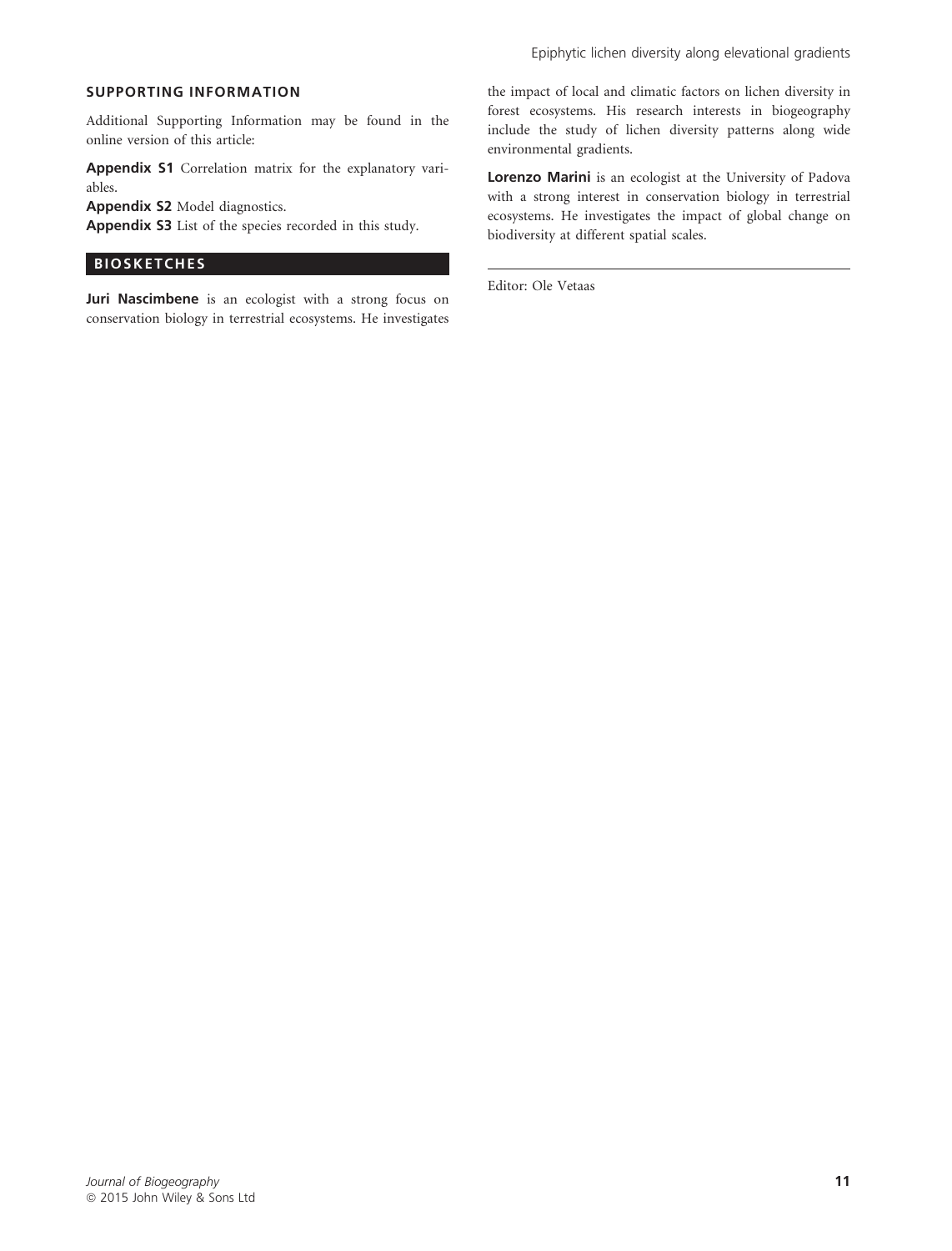## SUPPORTING INFORMATION

Additional Supporting Information may be found in the online version of this article:

**Appendix S1** Correlation matrix for the explanatory variables.

**Appendix S2** Model diagnostics.

**Appendix S3** List of the species recorded in this study.

## BIOSKETCHES

**Juri Nascimbene** is an ecologist with a strong focus on conservation biology in terrestrial ecosystems. He investigates the impact of local and climatic factors on lichen diversity in forest ecosystems. His research interests in biogeography include the study of lichen diversity patterns along wide environmental gradients.

**Lorenzo Marini** is an ecologist at the University of Padova with a strong interest in conservation biology in terrestrial ecosystems. He investigates the impact of global change on biodiversity at different spatial scales.

Editor: Ole Vetaas